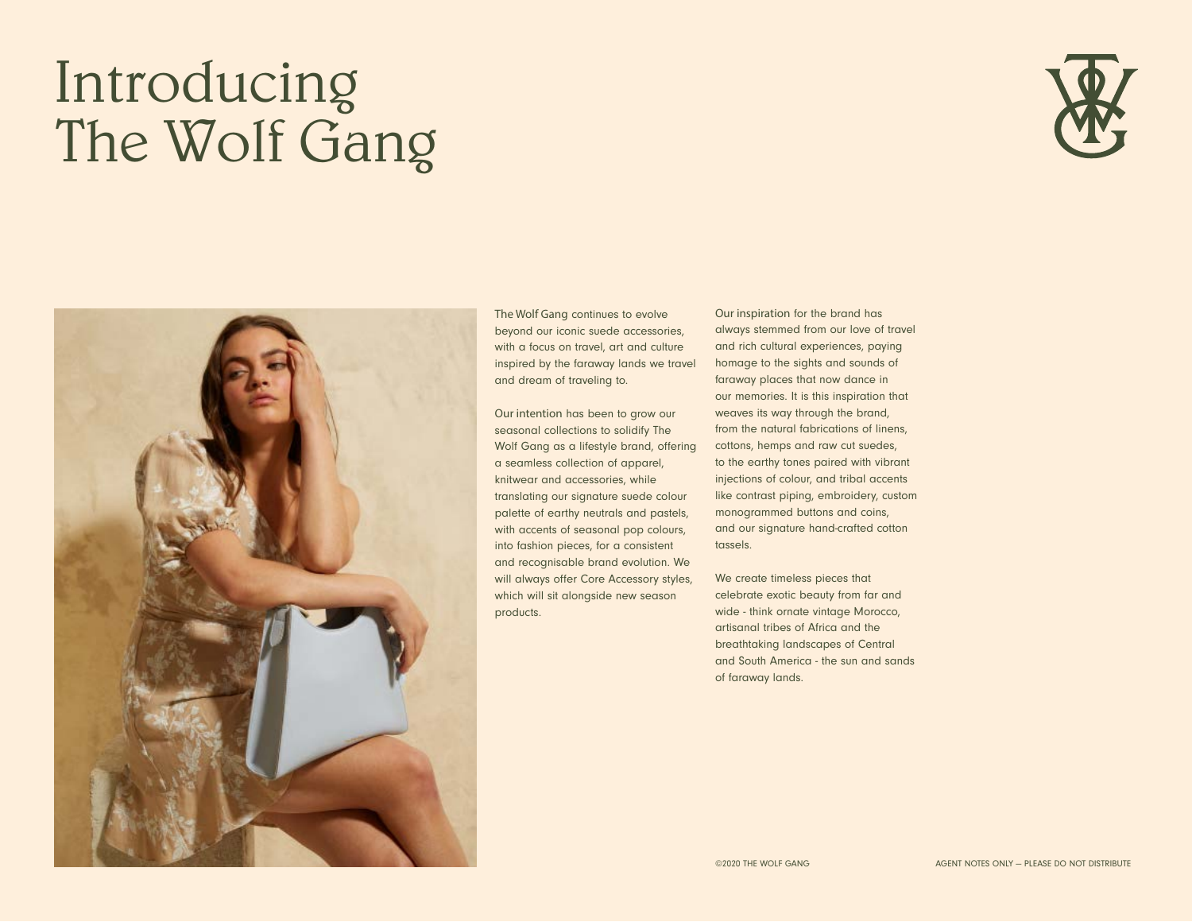# Introducing The Wolf Gang

The Wolf Gang continues to evolve beyond our iconic suede accessories, with a focus on travel, art and culture inspired by the faraway lands we travel and dream of traveling to.

Our intention has been to grow our seasonal collections to solidify The Wolf Gang as a lifestyle brand, offering a seamless collection of apparel, knitwear and accessories, while translating our signature suede colour palette of earthy neutrals and pastels, with accents of seasonal pop colours, into fashion pieces, for a consistent and recognisable brand evolution. We will always offer Core Accessory styles, which will sit alongside new season products.

Our inspiration for the brand has always stemmed from our love of travel and rich cultural experiences, paying homage to the sights and sounds of faraway places that now dance in our memories. It is this inspiration that weaves its way through the brand, from the natural fabrications of linens, cottons, hemps and raw cut suedes, to the earthy tones paired with vibrant injections of colour, and tribal accents like contrast piping, embroidery, custom monogrammed buttons and coins, and our signature hand-crafted cotton tassels.

We create timeless pieces that celebrate exotic beauty from far and wide - think ornate vintage Morocco, artisanal tribes of Africa and the breathtaking landscapes of Central and South America - the sun and sands of faraway lands.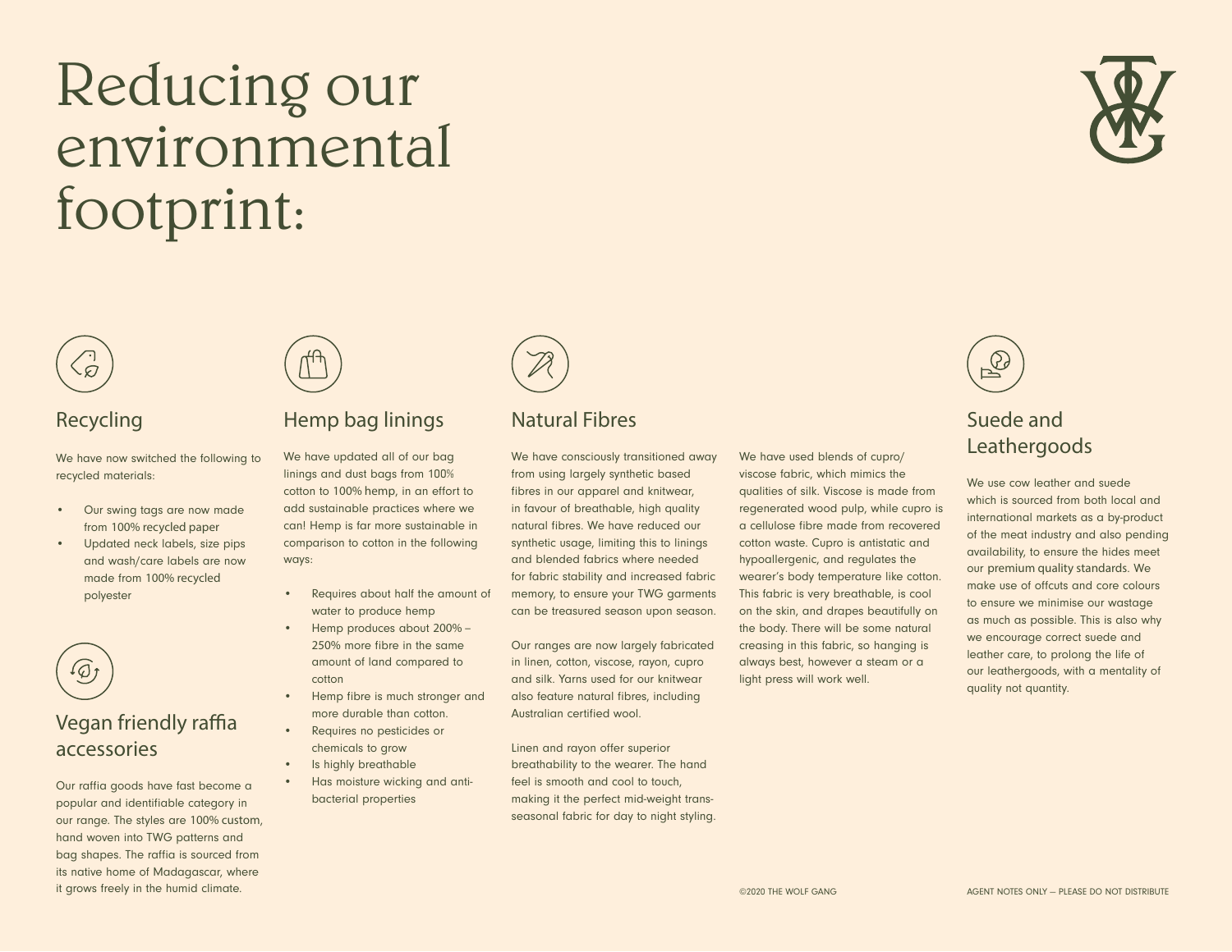# Reducing our environmental footprint:

## Recycling

We have now switched the following to recycled materials:

- Our swing tags are now made from 100% recycled paper
- Updated neck labels, size pips and wash/care labels are now made from 100% recycled polyester

## Vegan friendly raffia accessories

Our raffia goods have fast become a popular and identifiable category in our range. The styles are 100% custom, hand woven into TWG patterns and bag shapes. The raffia is sourced from its native home of Madagascar, where it grows freely in the humid climate.

## Hemp bag linings

We have updated all of our bag linings and dust bags from 100% cotton to 100% hemp, in an effort to add sustainable practices where we can! Hemp is far more sustainable in comparison to cotton in the following ways:

- Requires about half the amount of water to produce hemp
- Hemp produces about 200% – 250% more fibre in the same amount of land compared to cotton
- Hemp fibre is much stronger and more durable than cotton.
- Requires no pesticides or chemicals to grow
- Is highly breathable
- Has moisture wicking and anti-bacterial properties

## Natural Fibres

We have consciously transitioned away from using largely synthetic based fibres in our apparel and knitwear, in favour of breathable, high quality natural fibres. We have reduced our synthetic usage, limiting this to linings and blended fabrics where needed for fabric stability and increased fabric memory, to ensure your TWG garments can be treasured season upon season.

Our ranges are now largely fabricated in linen, cotton, viscose, rayon, cupro and silk. Yarns used for our knitwear also feature natural fibres, including Australian certified wool.

Linen and rayon offer superior breathability to the wearer. The hand feel is smooth and cool to touch, making it the perfect mid-weight trans-seasonal fabric for day to night styling.

We have used blends of cupro/viscose fabric, which mimics the qualities of silk. Viscose is made from regenerated wood pulp, while cupro is a cellulose fibre made from recovered cotton waste. Cupro is antistatic and hypoallergenic, and regulates the wearer's body temperature like cotton. This fabric is very breathable, is cool on the skin, and drapes beautifully on the body. There will be some natural creasing in this fabric, so hanging is always best, however a steam or a light press will work well.

## Suede and Leathergoods

We use cow leather and suede which is sourced from both local and international markets as a by-product of the meat industry and also pending availability, to ensure the hides meet our premium quality standards. We make use of offcuts and core colours to ensure we minimise our wastage as much as possible. This is also why we encourage correct suede and leather care, to prolong the life of our leathergoods, with a mentality of quality not quantity.

©2020 THE WOLF GANG

AGENT NOTES ONLY — PLEASE DO NOT DISTRIBUTE